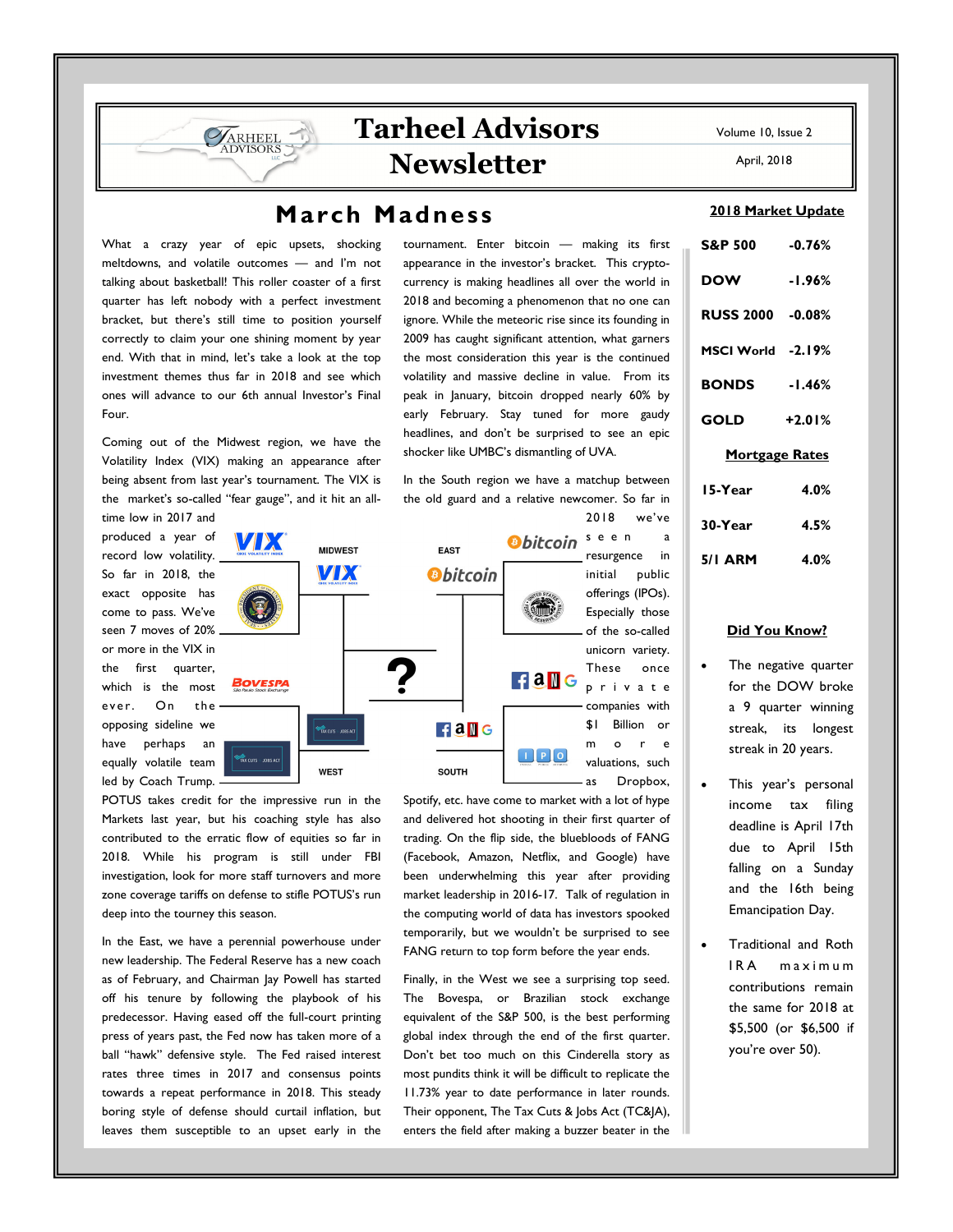# Tarheel Advisors Newsletter

Volume 10, Issue 2

April, 2018

## March Madness

What a crazy year of epic upsets, shocking meltdowns, and volatile outcomes — and I'm not talking about basketball! This roller coaster of a first quarter has left nobody with a perfect investment bracket, but there's still time to position yourself correctly to claim your one shining moment by year end. With that in mind, let's take a look at the top investment themes thus far in 2018 and see which ones will advance to our 6th annual Investor's Final Four.

Coming out of the Midwest region, we have the Volatility Index (VIX) making an appearance after being absent from last year's tournament. The VIX is the market's so-called "fear gauge", and it hit an all-time low in 2017 and produced a year of record low volatility. So far in 2018, the exact opposite has come to pass. We've seen 7 moves of 20% or more in the VIX in the first quarter, which is the most ever. On the opposing sideline we have perhaps an equally volatile team led by Coach Trump. POTUS takes credit for the impressive run in the Markets last year, but his coaching style has also contributed to the erratic flow of equities so far in 2018. While his program is still under FBI investigation, look for more staff turnovers and more zone coverage tariffs on defense to stifle POTUS's run deep into the tourney this season.

In the East, we have a perennial powerhouse under new leadership. The Federal Reserve has a new coach as of February, and Chairman Jay Powell has started off his tenure by following the playbook of his predecessor. Having eased off the full-court printing press of years past, the Fed now has taken more of a ball "hawk" defensive style. The Fed raised interest rates three times in 2017 and consensus points towards a repeat performance in 2018. This steady boring style of defense should curtail inflation, but leaves them susceptible to an upset early in the tournament. Enter bitcoin — making its first appearance in the investor's bracket. This crypto-currency is making headlines all over the world in 2018 and becoming a phenomenon that no one can ignore. While the meteoric rise since its founding in 2009 has caught significant attention, what garners the most consideration this year is the continued volatility and massive decline in value. From its peak in January, bitcoin dropped nearly 60% by early February. Stay tuned for more gaudy headlines, and don't be surprised to see an epic shocker like UMBC's dismantling of UVA.

In the South region we have a matchup between the old guard and a relative newcomer. So far in 2018 we've seen a resurgence in initial public offerings (IPOs). Especially those of the so-called unicorn variety. These once private companies with $1 Billion or more valuations, such as Dropbox, Spotify, etc. have come to market with a lot of hype and delivered hot shooting in their first quarter of trading. On the flip side, the bluebloods of FANG (Facebook, Amazon, Netflix, and Google) have been underwhelming this year after providing market leadership in 2016-17. Talk of regulation in the computing world of data has investors spooked temporarily, but we wouldn't be surprised to see FANG return to top form before the year ends.

Finally, in the West we see a surprising top seed. The Bovespa, or Brazilian stock exchange equivalent of the S&P 500, is the best performing global index through the end of the first quarter. Don't bet too much on this Cinderella story as most pundits think it will be difficult to replicate the 11.73% year to date performance in later rounds. Their opponent, The Tax Cuts & Jobs Act (TC&JA), enters the field after making a buzzer beater in the

### 2018 Market Update

| | |
|---|---|
| S&P 500 | -0.76% |
| DOW | -1.96% |
| RUSS 2000 | -0.08% |
| MSCI World | -2.19% |
| BONDS | -1.46% |
| GOLD | +2.01% |

### Mortgage Rates

| | |
|---|---|
| 15-Year | 4.0% |
| 30-Year | 4.5% |
| 5/1 ARM | 4.0% |

### Did You Know?

- The negative quarter for the DOW broke a 9 quarter winning streak, its longest streak in 20 years.
- This year's personal income tax filing deadline is April 17th due to April 15th falling on a Sunday and the 16th being Emancipation Day.
- Traditional and Roth IRA maximum contributions remain the same for 2018 at $5,500 (or $6,500 if you're over 50).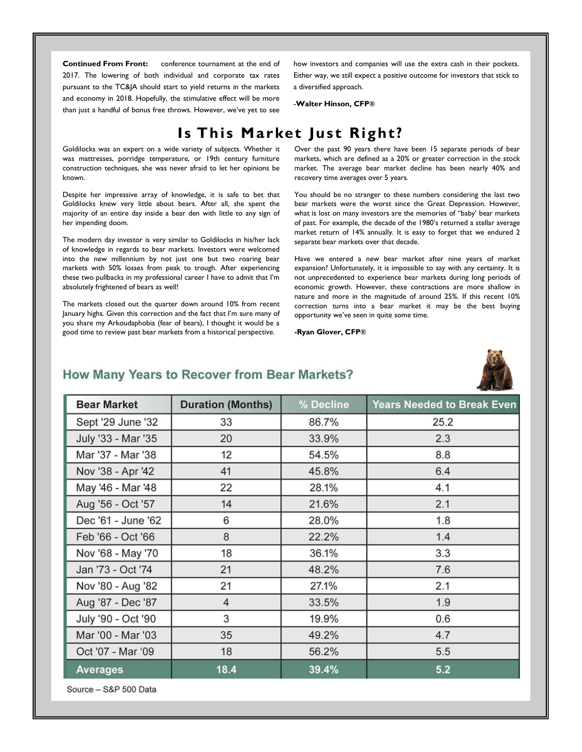**Continued From Front:** conference tournament at the end of 2017. The lowering of both individual and corporate tax rates pursuant to the TC&JA should start to yield returns in the markets and economy in 2018. Hopefully, the stimulative effect will be more than just a handful of bonus free throws. However, we've yet to see how investors and companies will use the extra cash in their pockets. Either way, we still expect a positive outcome for investors that stick to a diversified approach.

-**Walter Hinson, CFP®**

# Is This Market Just Right?

Goldilocks was an expert on a wide variety of subjects. Whether it was mattresses, porridge temperature, or 19th century furniture construction techniques, she was never afraid to let her opinions be known.

Despite her impressive array of knowledge, it is safe to bet that Goldilocks knew very little about bears. After all, she spent the majority of an entire day inside a bear den with little to any sign of her impending doom.

The modern day investor is very similar to Goldilocks in his/her lack of knowledge in regards to bear markets. Investors were welcomed into the new millennium by not just one but two roaring bear markets with 50% losses from peak to trough. After experiencing these two pullbacks in my professional career I have to admit that I'm absolutely frightened of bears as well!

The markets closed out the quarter down around 10% from recent January highs. Given this correction and the fact that I'm sure many of you share my Arkoudaphobia (fear of bears), I thought it would be a good time to review past bear markets from a historical perspective.

Over the past 90 years there have been 15 separate periods of bear markets, which are defined as a 20% or greater correction in the stock market. The average bear market decline has been nearly 40% and recovery time averages over 5 years.

You should be no stranger to these numbers considering the last two bear markets were the worst since the Great Depression. However, what is lost on many investors are the memories of "baby' bear markets of past. For example, the decade of the 1980's returned a stellar average market return of 14% annually. It is easy to forget that we endured 2 separate bear markets over that decade.

Have we entered a new bear market after nine years of market expansion? Unfortunately, it is impossible to say with any certainty. It is not unprecedented to experience bear markets during long periods of economic growth. However, these contractions are more shallow in nature and more in the magnitude of around 25%. If this recent 10% correction turns into a bear market it may be the best buying opportunity we've seen in quite some time.

**-Ryan Glover, CFP®**

## How Many Years to Recover from Bear Markets?

| Bear Market | Duration (Months) | % Decline | Years Needed to Break Even |
|---|---|---|---|
| Sept '29 June '32 | 33 | 86.7% | 25.2 |
| July '33 - Mar '35 | 20 | 33.9% | 2.3 |
| Mar '37 - Mar '38 | 12 | 54.5% | 8.8 |
| Nov '38 - Apr '42 | 41 | 45.8% | 6.4 |
| May '46 - Mar '48 | 22 | 28.1% | 4.1 |
| Aug '56 - Oct '57 | 14 | 21.6% | 2.1 |
| Dec '61 - June '62 | 6 | 28.0% | 1.8 |
| Feb '66 - Oct '66 | 8 | 22.2% | 1.4 |
| Nov '68 - May '70 | 18 | 36.1% | 3.3 |
| Jan '73 - Oct '74 | 21 | 48.2% | 7.6 |
| Nov '80 - Aug '82 | 21 | 27.1% | 2.1 |
| Aug '87 - Dec '87 | 4 | 33.5% | 1.9 |
| July '90 - Oct '90 | 3 | 19.9% | 0.6 |
| Mar '00 - Mar '03 | 35 | 49.2% | 4.7 |
| Oct '07 - Mar '09 | 18 | 56.2% | 5.5 |
| **Averages** | **18.4** | **39.4%** | **5.2** |

Source – S&P 500 Data